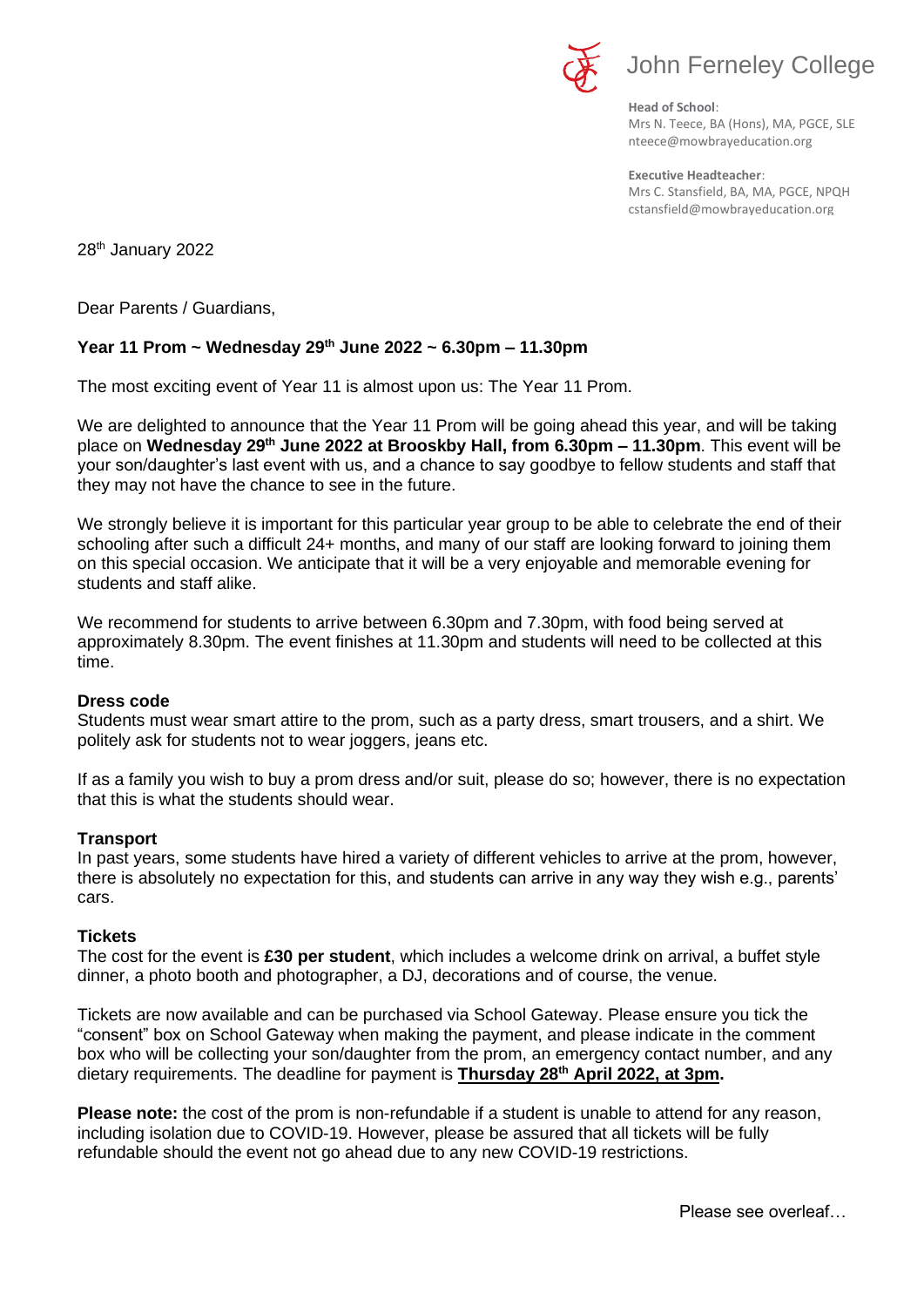John Ferneley College

**Head of School**:
Mrs N. Teece, BA (Hons), MA, PGCE, SLE
nteece@mowbrayeducation.org

**Executive Headteacher**:
Mrs C. Stansfield, BA, MA, PGCE, NPQH
cstansfield@mowbrayeducation.org

28th January 2022

Dear Parents / Guardians,

**Year 11 Prom ~ Wednesday 29th June 2022 ~ 6.30pm – 11.30pm**

The most exciting event of Year 11 is almost upon us: The Year 11 Prom.

We are delighted to announce that the Year 11 Prom will be going ahead this year, and will be taking place on **Wednesday 29th June 2022 at Brooksby Hall, from 6.30pm – 11.30pm**. This event will be your son/daughter's last event with us, and a chance to say goodbye to fellow students and staff that they may not have the chance to see in the future.

We strongly believe it is important for this particular year group to be able to celebrate the end of their schooling after such a difficult 24+ months, and many of our staff are looking forward to joining them on this special occasion. We anticipate that it will be a very enjoyable and memorable evening for students and staff alike.

We recommend for students to arrive between 6.30pm and 7.30pm, with food being served at approximately 8.30pm. The event finishes at 11.30pm and students will need to be collected at this time.

**Dress code**
Students must wear smart attire to the prom, such as a party dress, smart trousers, and a shirt. We politely ask for students not to wear joggers, jeans etc.

If as a family you wish to buy a prom dress and/or suit, please do so; however, there is no expectation that this is what the students should wear.

**Transport**
In past years, some students have hired a variety of different vehicles to arrive at the prom, however, there is absolutely no expectation for this, and students can arrive in any way they wish e.g., parents' cars.

**Tickets**
The cost for the event is **£30 per student**, which includes a welcome drink on arrival, a buffet style dinner, a photo booth and photographer, a DJ, decorations and of course, the venue.

Tickets are now available and can be purchased via School Gateway. Please ensure you tick the "consent" box on School Gateway when making the payment, and please indicate in the comment box who will be collecting your son/daughter from the prom, an emergency contact number, and any dietary requirements. The deadline for payment is **<u>Thursday 28th April 2022, at 3pm</u>.**

**Please note:** the cost of the prom is non-refundable if a student is unable to attend for any reason, including isolation due to COVID-19. However, please be assured that all tickets will be fully refundable should the event not go ahead due to any new COVID-19 restrictions.

Please see overleaf…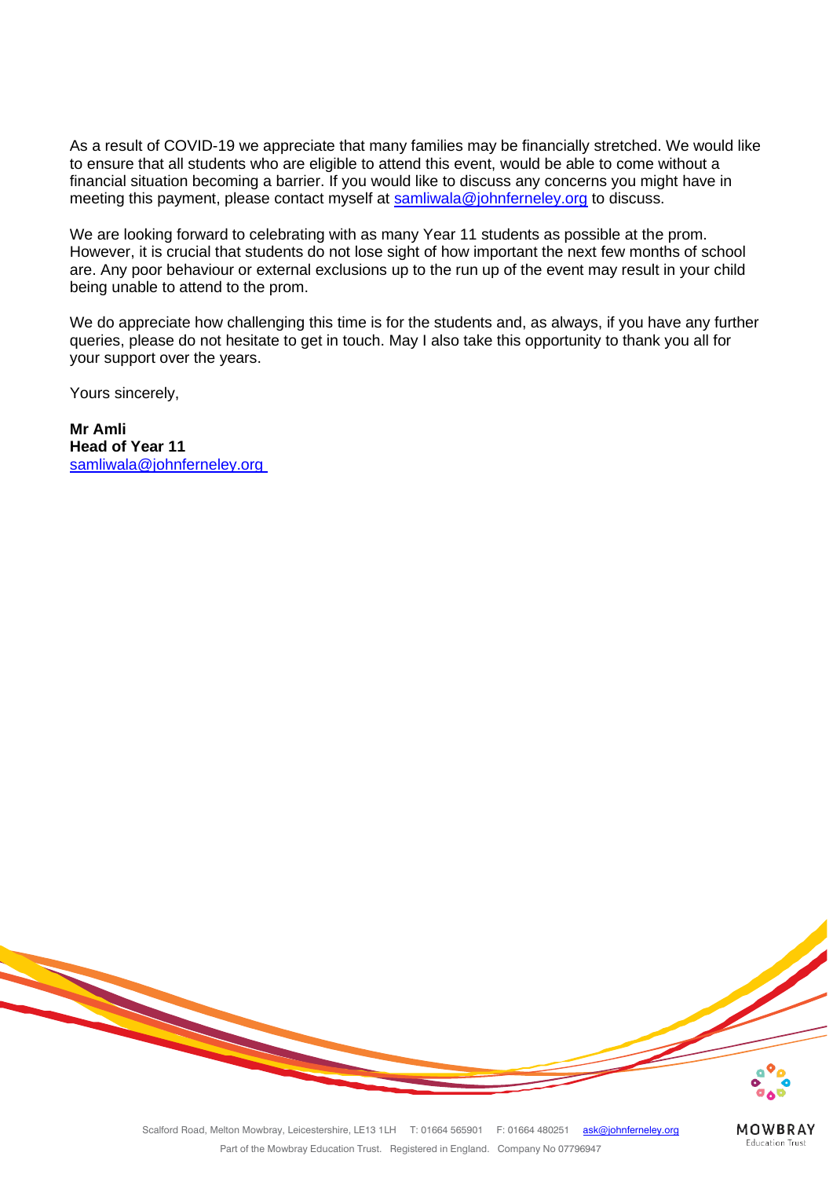As a result of COVID-19 we appreciate that many families may be financially stretched. We would like to ensure that all students who are eligible to attend this event, would be able to come without a financial situation becoming a barrier. If you would like to discuss any concerns you might have in meeting this payment, please contact myself at samliwala@johnferneley.org to discuss.

We are looking forward to celebrating with as many Year 11 students as possible at the prom. However, it is crucial that students do not lose sight of how important the next few months of school are. Any poor behaviour or external exclusions up to the run up of the event may result in your child being unable to attend to the prom.

We do appreciate how challenging this time is for the students and, as always, if you have any further queries, please do not hesitate to get in touch. May I also take this opportunity to thank you all for your support over the years.

Yours sincerely,

**Mr Amli**
**Head of Year 11**
samliwala@johnferneley.org

Scalford Road, Melton Mowbray, Leicestershire, LE13 1LH T: 01664 565901 F: 01664 480251 ask@johnferneley.org

Part of the Mowbray Education Trust. Registered in England. Company No 07796947